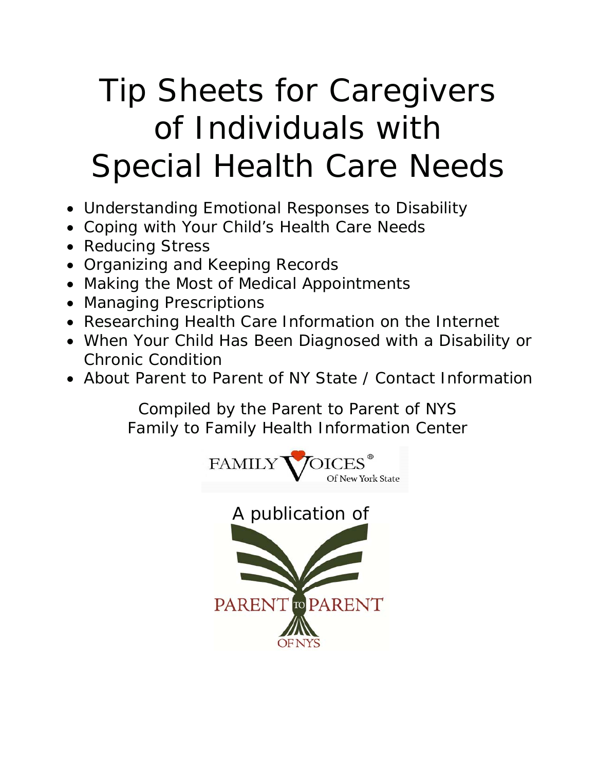# Tip Sheets for Caregivers of Individuals with Special Health Care Needs

- Understanding Emotional Responses to Disability
- Coping with Your Child's Health Care Needs
- Reducing Stress
- Organizing and Keeping Records
- Making the Most of Medical Appointments
- Managing Prescriptions
- Researching Health Care Information on the Internet
- When Your Child Has Been Diagnosed with a Disability or Chronic Condition
- About Parent to Parent of NY State / Contact Information

Compiled by the Parent to Parent of NYS
Family to Family Health Information Center

FAMILY VOICES® Of New York State

A publication of

PARENT TO PARENT OF NYS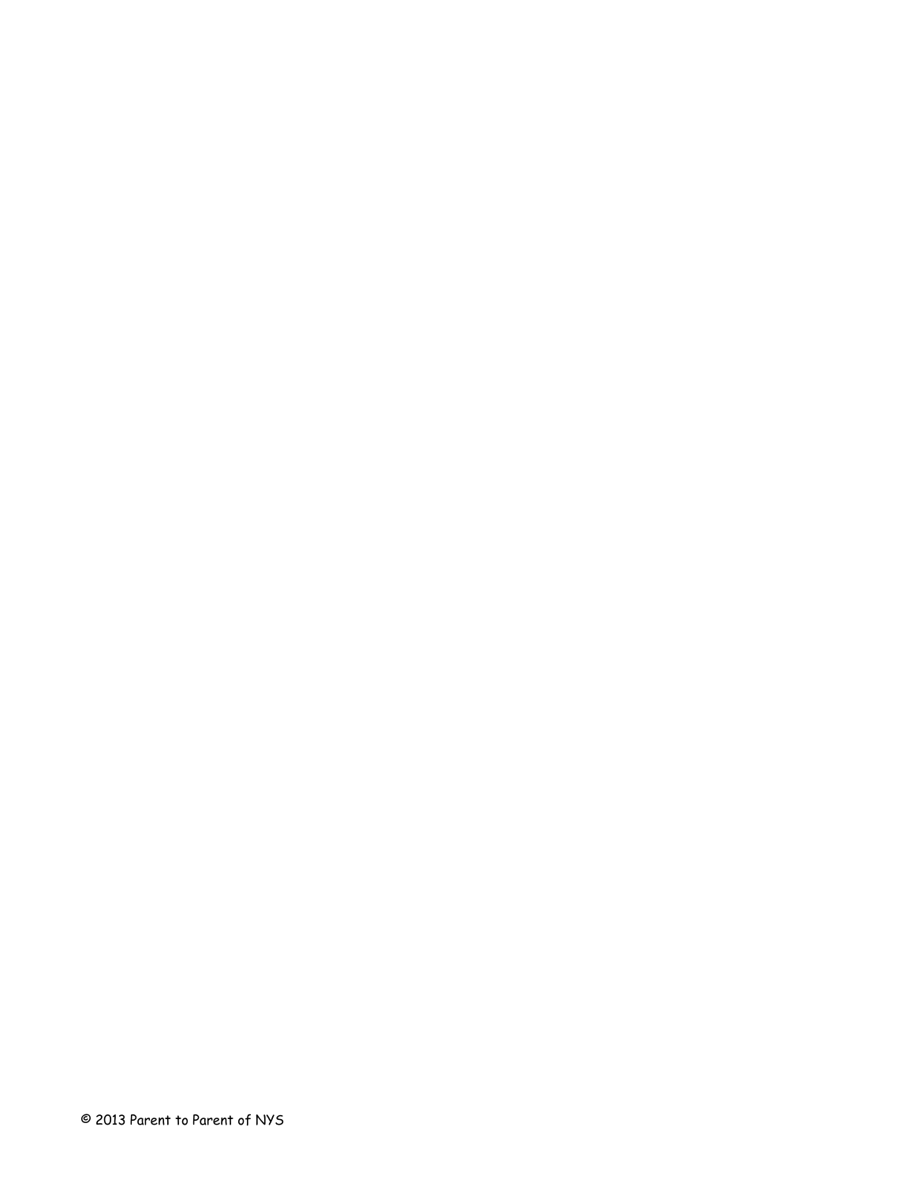© 2013 Parent to Parent of NYS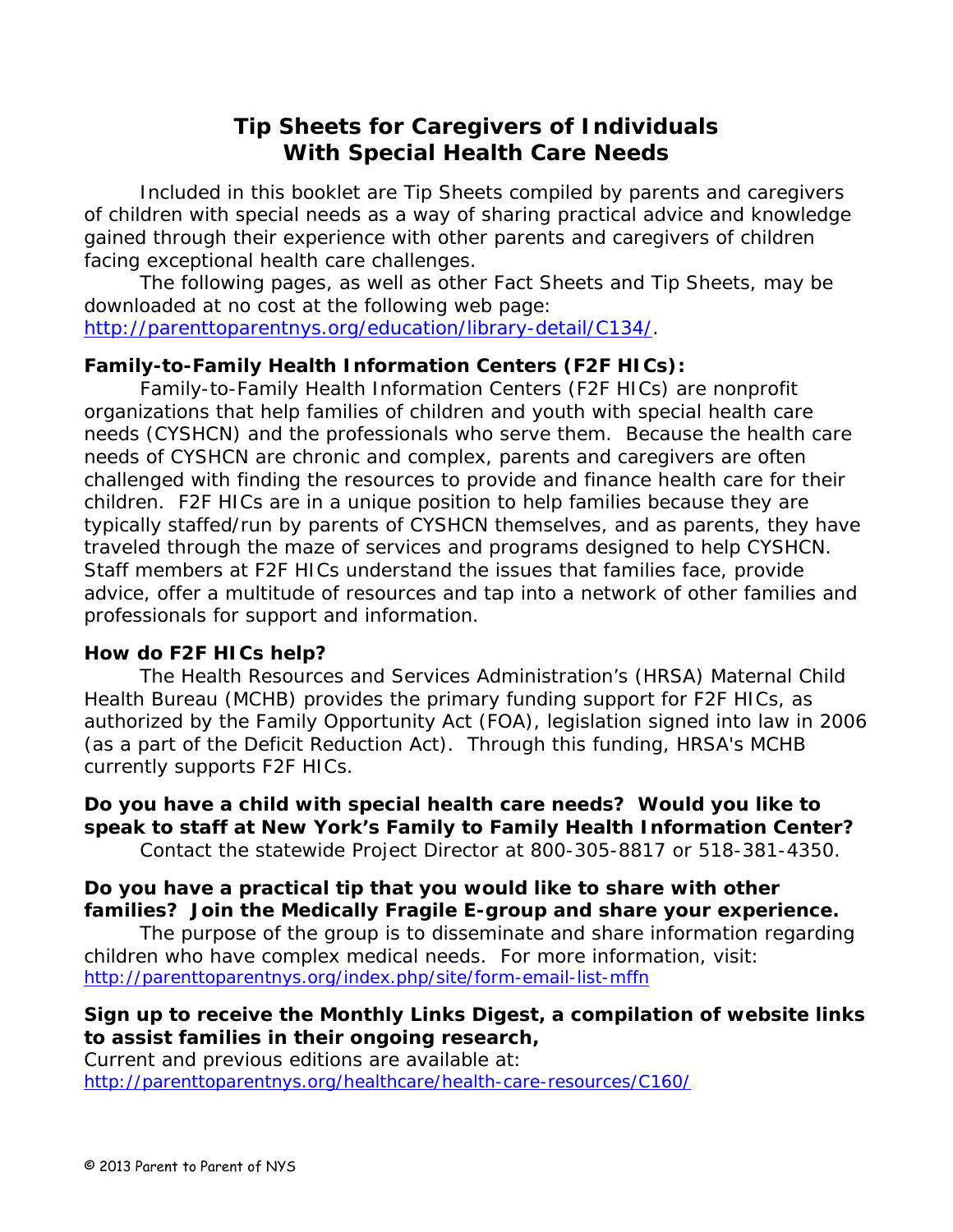# Tip Sheets for Caregivers of Individuals With Special Health Care Needs

Included in this booklet are Tip Sheets compiled by parents and caregivers of children with special needs as a way of sharing practical advice and knowledge gained through their experience with other parents and caregivers of children facing exceptional health care challenges.

The following pages, as well as other Fact Sheets and Tip Sheets, may be downloaded at no cost at the following web page: http://parenttoparentnys.org/education/library-detail/C134/.

**Family-to-Family Health Information Centers (F2F HICs):**

Family-to-Family Health Information Centers (F2F HICs) are nonprofit organizations that help families of children and youth with special health care needs (CYSHCN) and the professionals who serve them. Because the health care needs of CYSHCN are chronic and complex, parents and caregivers are often challenged with finding the resources to provide and finance health care for their children. F2F HICs are in a unique position to help families because they are typically staffed/run by parents of CYSHCN themselves, and as parents, they have traveled through the maze of services and programs designed to help CYSHCN. Staff members at F2F HICs understand the issues that families face, provide advice, offer a multitude of resources and tap into a network of other families and professionals for support and information.

**How do F2F HICs help?**

The Health Resources and Services Administration's (HRSA) Maternal Child Health Bureau (MCHB) provides the primary funding support for F2F HICs, as authorized by the Family Opportunity Act (FOA), legislation signed into law in 2006 (as a part of the Deficit Reduction Act). Through this funding, HRSA's MCHB currently supports F2F HICs.

**Do you have a child with special health care needs? Would you like to speak to staff at New York's Family to Family Health Information Center?**

Contact the statewide Project Director at 800-305-8817 or 518-381-4350.

**Do you have a practical tip that you would like to share with other families? Join the Medically Fragile E-group and share your experience.**

The purpose of the group is to disseminate and share information regarding children who have complex medical needs. For more information, visit: http://parenttoparentnys.org/index.php/site/form-email-list-mffn

**Sign up to receive the Monthly Links Digest, a compilation of website links to assist families in their ongoing research,**

Current and previous editions are available at: http://parenttoparentnys.org/healthcare/health-care-resources/C160/

© 2013 Parent to Parent of NYS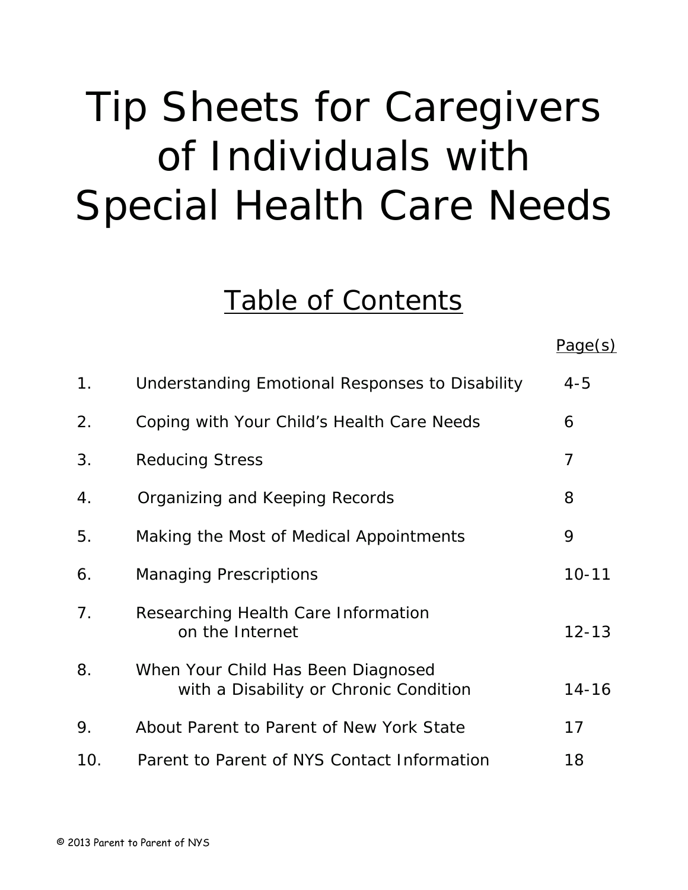# Tip Sheets for Caregivers of Individuals with Special Health Care Needs

## Table of Contents

| | | Page(s) |
|---|---|---|
| 1. | Understanding Emotional Responses to Disability | 4-5 |
| 2. | Coping with Your Child's Health Care Needs | 6 |
| 3. | Reducing Stress | 7 |
| 4. | Organizing and Keeping Records | 8 |
| 5. | Making the Most of Medical Appointments | 9 |
| 6. | Managing Prescriptions | 10-11 |
| 7. | Researching Health Care Information on the Internet | 12-13 |
| 8. | When Your Child Has Been Diagnosed with a Disability or Chronic Condition | 14-16 |
| 9. | About Parent to Parent of New York State | 17 |
| 10. | Parent to Parent of NYS Contact Information | 18 |

© 2013 Parent to Parent of NYS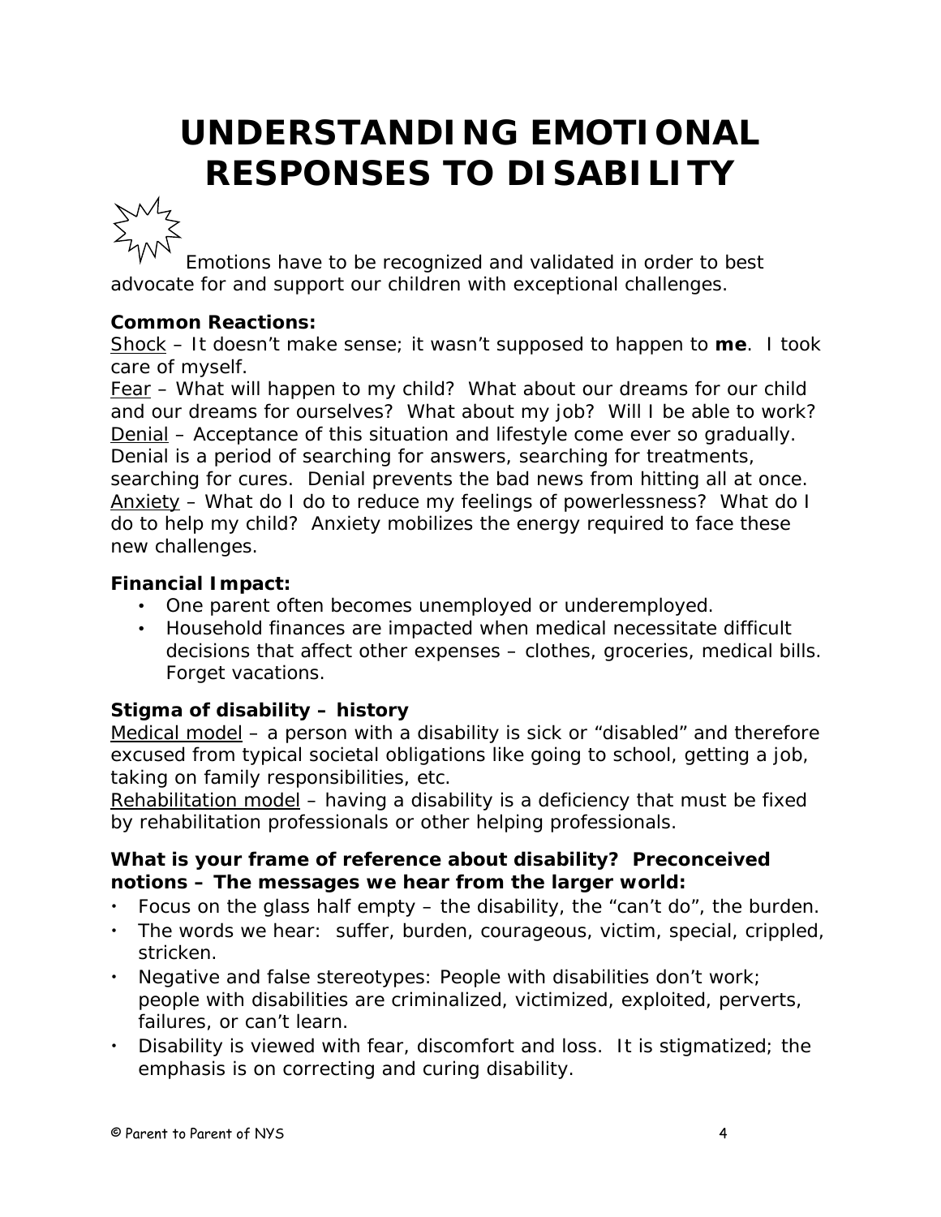# UNDERSTANDING EMOTIONAL RESPONSES TO DISABILITY

Emotions have to be recognized and validated in order to best advocate for and support our children with exceptional challenges.

**Common Reactions:**

Shock – It doesn't make sense; it wasn't supposed to happen to **me**. I took care of myself.

Fear – What will happen to my child? What about our dreams for our child and our dreams for ourselves? What about my job? Will I be able to work?

Denial – Acceptance of this situation and lifestyle come ever so gradually. Denial is a period of searching for answers, searching for treatments, searching for cures. Denial prevents the bad news from hitting all at once.

Anxiety – What do I do to reduce my feelings of powerlessness? What do I do to help my child? Anxiety mobilizes the energy required to face these new challenges.

**Financial Impact:**

- One parent often becomes unemployed or underemployed.
- Household finances are impacted when medical necessitate difficult decisions that affect other expenses – clothes, groceries, medical bills. Forget vacations.

**Stigma of disability – history**

Medical model – a person with a disability is sick or "disabled" and therefore excused from typical societal obligations like going to school, getting a job, taking on family responsibilities, etc.

Rehabilitation model – having a disability is a deficiency that must be fixed by rehabilitation professionals or other helping professionals.

**What is your frame of reference about disability? Preconceived notions – The messages we hear from the larger world:**

- Focus on the glass half empty – the disability, the "can't do", the burden.
- The words we hear: suffer, burden, courageous, victim, special, crippled, stricken.
- Negative and false stereotypes: People with disabilities don't work; people with disabilities are criminalized, victimized, exploited, perverts, failures, or can't learn.
- Disability is viewed with fear, discomfort and loss. It is stigmatized; the emphasis is on correcting and curing disability.

© Parent to Parent of NYS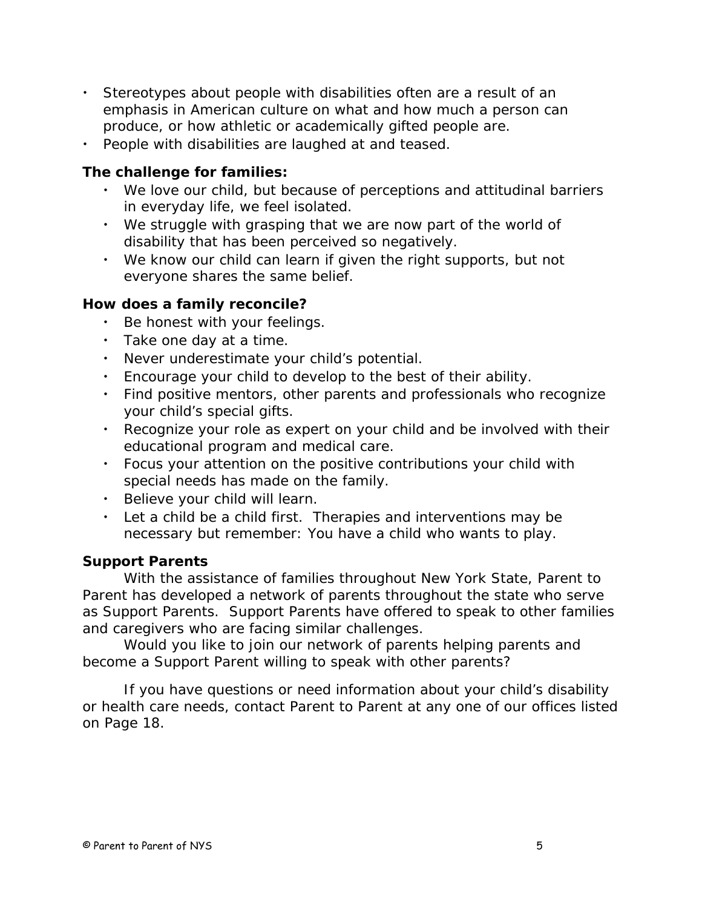- Stereotypes about people with disabilities often are a result of an emphasis in American culture on what and how much a person can produce, or how athletic or academically gifted people are.
- People with disabilities are laughed at and teased.

**The challenge for families:**

- We love our child, but because of perceptions and attitudinal barriers in everyday life, we feel isolated.
- We struggle with grasping that we are now part of the world of disability that has been perceived so negatively.
- We know our child can learn if given the right supports, but not everyone shares the same belief.

**How does a family reconcile?**

- Be honest with your feelings.
- Take one day at a time.
- Never underestimate your child's potential.
- Encourage your child to develop to the best of their ability.
- Find positive mentors, other parents and professionals who recognize your child's special gifts.
- Recognize your role as expert on your child and be involved with their educational program and medical care.
- Focus your attention on the positive contributions your child with special needs has made on the family.
- Believe your child will learn.
- Let a child be a child first. Therapies and interventions may be necessary but remember: You have a child who wants to play.

**Support Parents**

With the assistance of families throughout New York State, Parent to Parent has developed a network of parents throughout the state who serve as Support Parents. Support Parents have offered to speak to other families and caregivers who are facing similar challenges.

Would you like to join our network of parents helping parents and become a Support Parent willing to speak with other parents?

If you have questions or need information about your child's disability or health care needs, contact Parent to Parent at any one of our offices listed on Page 18.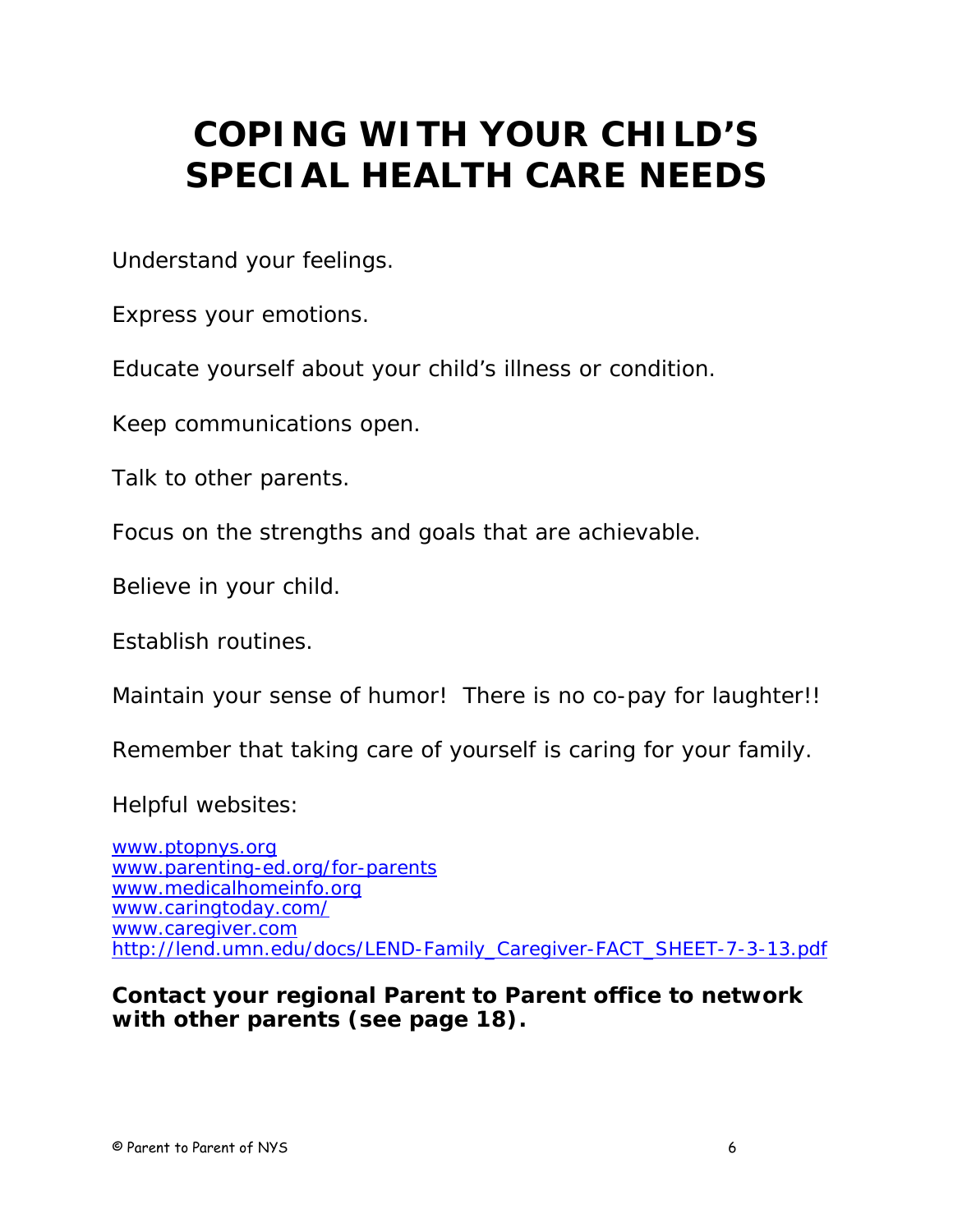# COPING WITH YOUR CHILD'S SPECIAL HEALTH CARE NEEDS

Understand your feelings.

Express your emotions.

Educate yourself about your child's illness or condition.

Keep communications open.

Talk to other parents.

Focus on the strengths and goals that are achievable.

Believe in your child.

Establish routines.

Maintain your sense of humor!  There is no co-pay for laughter!!

Remember that taking care of yourself is caring for your family.

Helpful websites:

www.ptopnys.org
www.parenting-ed.org/for-parents
www.medicalhomeinfo.org
www.caringtoday.com/
www.caregiver.com
http://lend.umn.edu/docs/LEND-Family_Caregiver-FACT_SHEET-7-3-13.pdf

**Contact your regional Parent to Parent office to network with other parents (see page 18).**

© Parent to Parent of NYS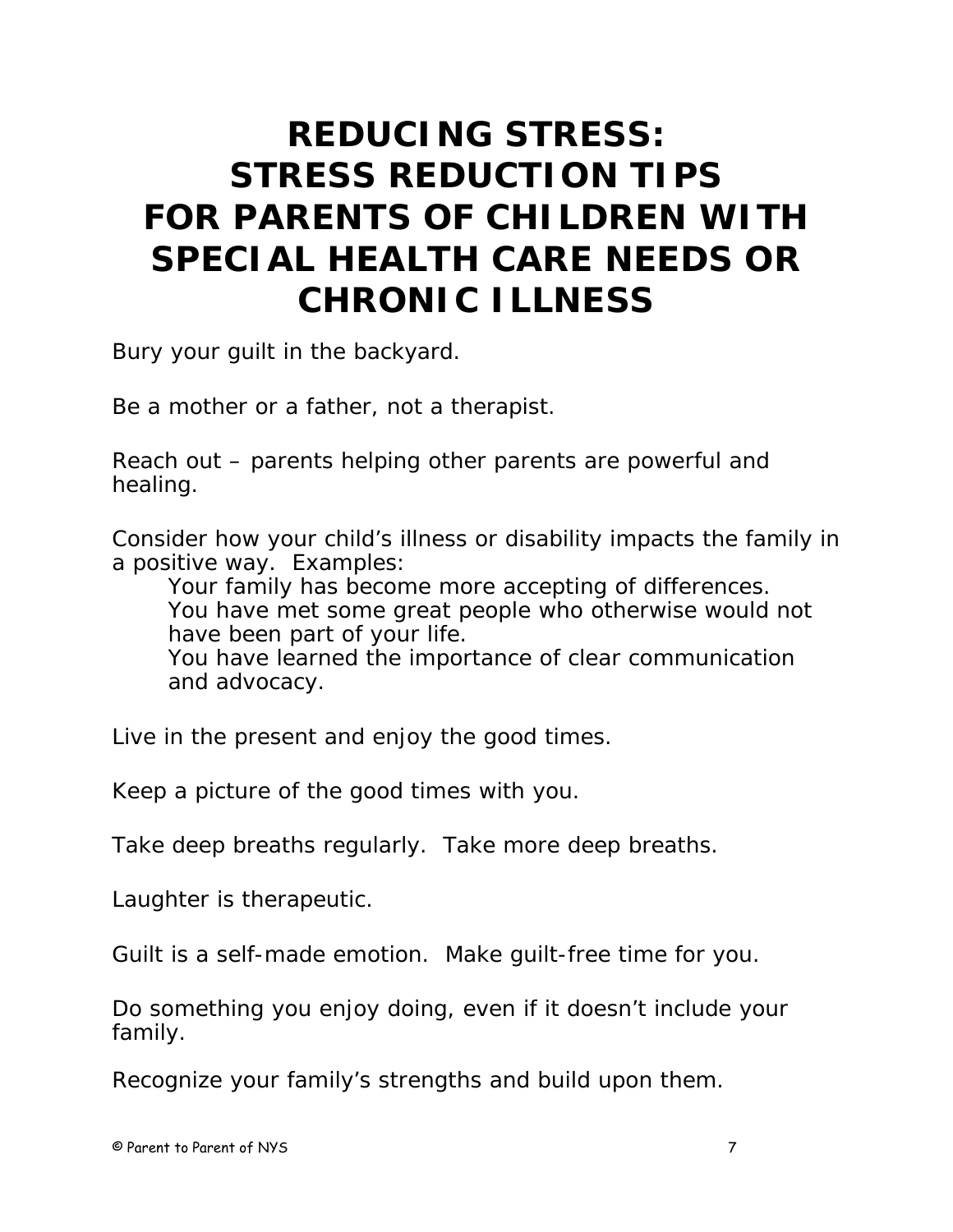# REDUCING STRESS: STRESS REDUCTION TIPS FOR PARENTS OF CHILDREN WITH SPECIAL HEALTH CARE NEEDS OR CHRONIC ILLNESS

Bury your guilt in the backyard.

Be a mother or a father, not a therapist.

Reach out – parents helping other parents are powerful and healing.

Consider how your child's illness or disability impacts the family in a positive way. Examples:

> Your family has become more accepting of differences.
> You have met some great people who otherwise would not have been part of your life.
> You have learned the importance of clear communication and advocacy.

Live in the present and enjoy the good times.

Keep a picture of the good times with you.

Take deep breaths regularly. Take more deep breaths.

Laughter is therapeutic.

Guilt is a self-made emotion. Make guilt-free time for you.

Do something you enjoy doing, even if it doesn't include your family.

Recognize your family's strengths and build upon them.

© Parent to Parent of NYS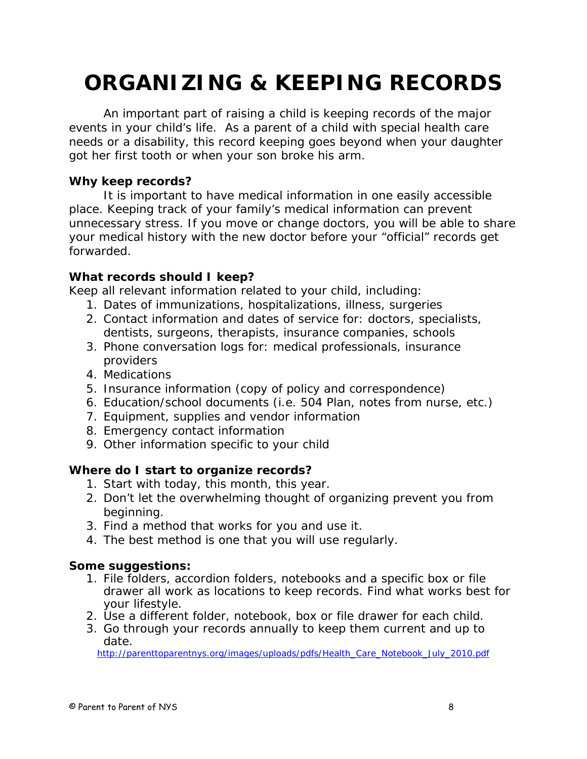# ORGANIZING & KEEPING RECORDS

An important part of raising a child is keeping records of the major events in your child's life. As a parent of a child with special health care needs or a disability, this record keeping goes beyond when your daughter got her first tooth or when your son broke his arm.

**Why keep records?**

It is important to have medical information in one easily accessible place. Keeping track of your family's medical information can prevent unnecessary stress. If you move or change doctors, you will be able to share your medical history with the new doctor before your "official" records get forwarded.

**What records should I keep?**

Keep all relevant information related to your child, including:

1. Dates of immunizations, hospitalizations, illness, surgeries
2. Contact information and dates of service for: doctors, specialists, dentists, surgeons, therapists, insurance companies, schools
3. Phone conversation logs for: medical professionals, insurance providers
4. Medications
5. Insurance information (copy of policy and correspondence)
6. Education/school documents (i.e. 504 Plan, notes from nurse, etc.)
7. Equipment, supplies and vendor information
8. Emergency contact information
9. Other information specific to your child

**Where do I start to organize records?**

1. Start with today, this month, this year.
2. Don't let the overwhelming thought of organizing prevent you from beginning.
3. Find a method that works for you and use it.
4. The best method is one that you will use regularly.

**Some suggestions:**

1. File folders, accordion folders, notebooks and a specific box or file drawer all work as locations to keep records. Find what works best for your lifestyle.
2. Use a different folder, notebook, box or file drawer for each child.
3. Go through your records annually to keep them current and up to date.

http://parenttoparentnys.org/images/uploads/pdfs/Health_Care_Notebook_July_2010.pdf

© Parent to Parent of NYS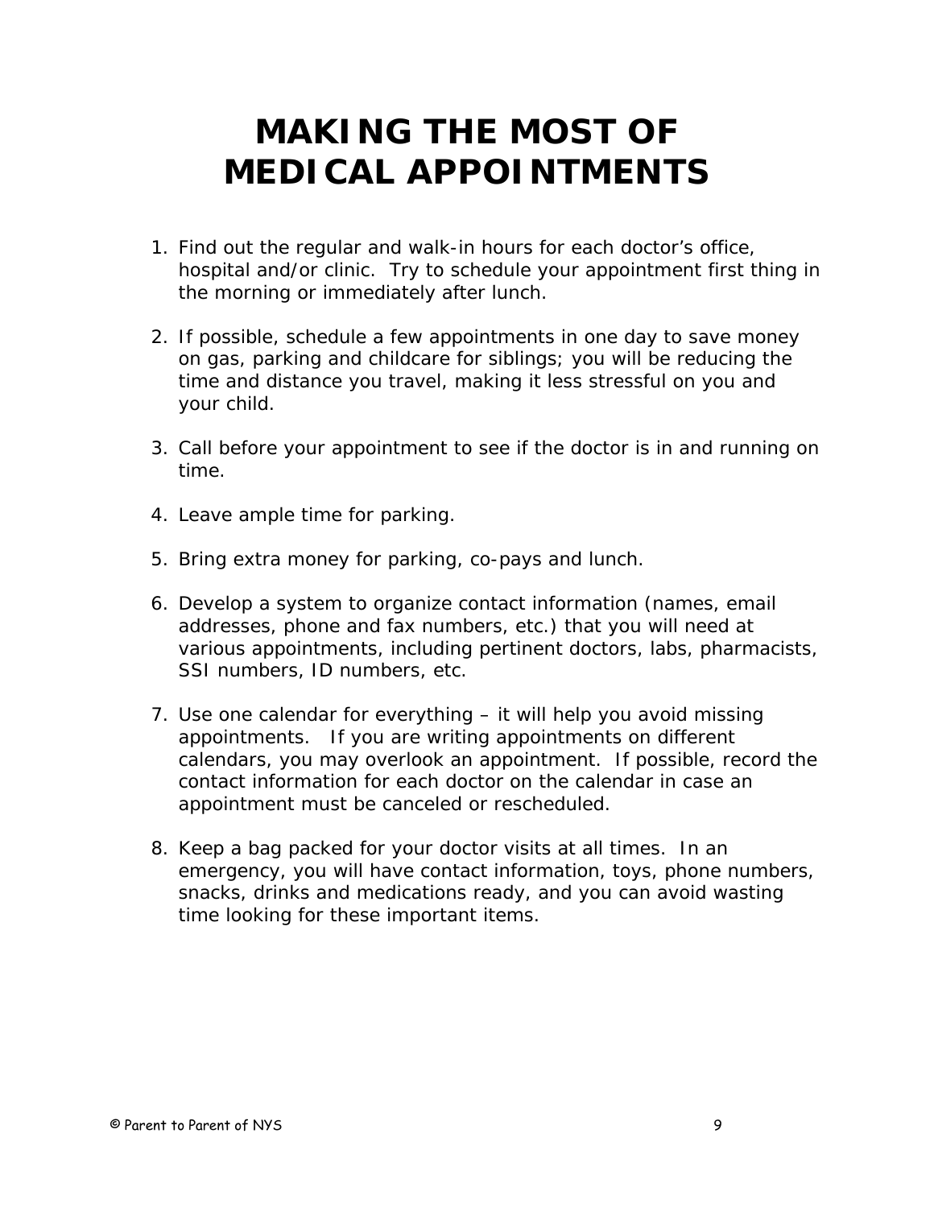# MAKING THE MOST OF MEDICAL APPOINTMENTS

1. Find out the regular and walk-in hours for each doctor's office, hospital and/or clinic. Try to schedule your appointment first thing in the morning or immediately after lunch.

2. If possible, schedule a few appointments in one day to save money on gas, parking and childcare for siblings; you will be reducing the time and distance you travel, making it less stressful on you and your child.

3. Call before your appointment to see if the doctor is in and running on time.

4. Leave ample time for parking.

5. Bring extra money for parking, co-pays and lunch.

6. Develop a system to organize contact information (names, email addresses, phone and fax numbers, etc.) that you will need at various appointments, including pertinent doctors, labs, pharmacists, SSI numbers, ID numbers, etc.

7. Use one calendar for everything – it will help you avoid missing appointments. If you are writing appointments on different calendars, you may overlook an appointment. If possible, record the contact information for each doctor on the calendar in case an appointment must be canceled or rescheduled.

8. Keep a bag packed for your doctor visits at all times. In an emergency, you will have contact information, toys, phone numbers, snacks, drinks and medications ready, and you can avoid wasting time looking for these important items.

© Parent to Parent of NYS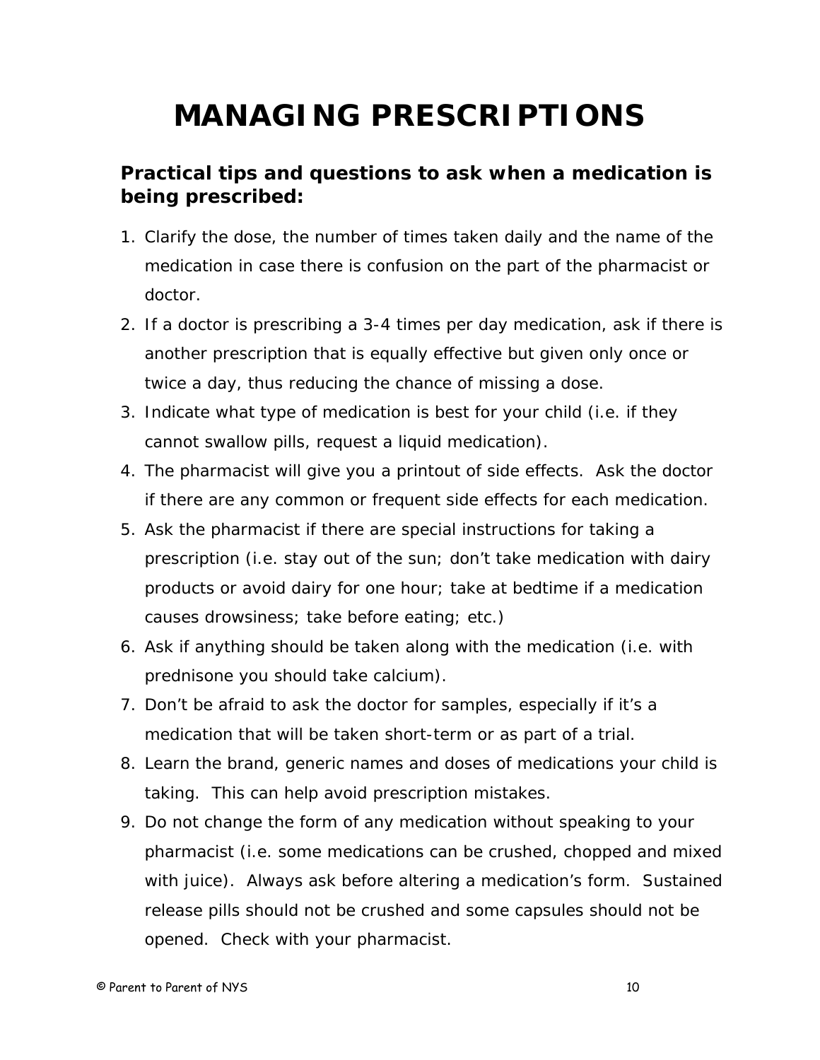# MANAGING PRESCRIPTIONS

### Practical tips and questions to ask when a medication is being prescribed:

1. Clarify the dose, the number of times taken daily and the name of the medication in case there is confusion on the part of the pharmacist or doctor.
2. If a doctor is prescribing a 3-4 times per day medication, ask if there is another prescription that is equally effective but given only once or twice a day, thus reducing the chance of missing a dose.
3. Indicate what type of medication is best for your child (i.e. if they cannot swallow pills, request a liquid medication).
4. The pharmacist will give you a printout of side effects. Ask the doctor if there are any common or frequent side effects for each medication.
5. Ask the pharmacist if there are special instructions for taking a prescription (i.e. stay out of the sun; don't take medication with dairy products or avoid dairy for one hour; take at bedtime if a medication causes drowsiness; take before eating; etc.)
6. Ask if anything should be taken along with the medication (i.e. with prednisone you should take calcium).
7. Don't be afraid to ask the doctor for samples, especially if it's a medication that will be taken short-term or as part of a trial.
8. Learn the brand, generic names and doses of medications your child is taking. This can help avoid prescription mistakes.
9. Do not change the form of any medication without speaking to your pharmacist (i.e. some medications can be crushed, chopped and mixed with juice). Always ask before altering a medication's form. Sustained release pills should not be crushed and some capsules should not be opened. Check with your pharmacist.

© Parent to Parent of NYS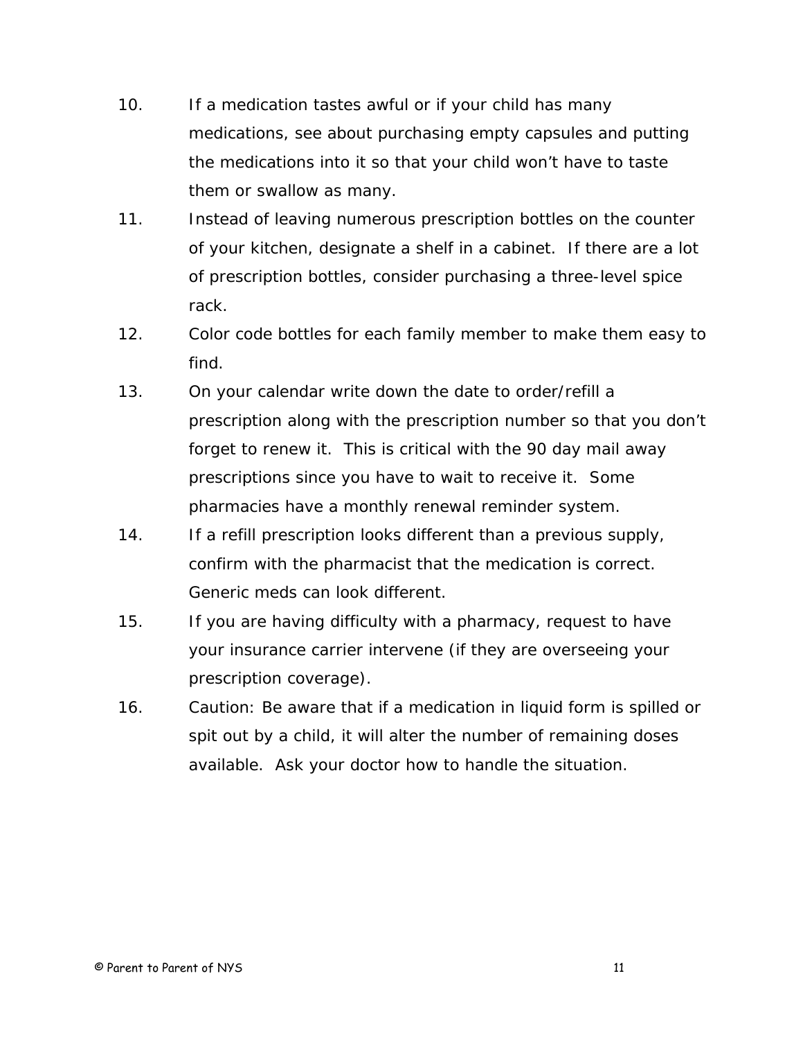10. If a medication tastes awful or if your child has many medications, see about purchasing empty capsules and putting the medications into it so that your child won't have to taste them or swallow as many.
11. Instead of leaving numerous prescription bottles on the counter of your kitchen, designate a shelf in a cabinet. If there are a lot of prescription bottles, consider purchasing a three-level spice rack.
12. Color code bottles for each family member to make them easy to find.
13. On your calendar write down the date to order/refill a prescription along with the prescription number so that you don't forget to renew it. This is critical with the 90 day mail away prescriptions since you have to wait to receive it. Some pharmacies have a monthly renewal reminder system.
14. If a refill prescription looks different than a previous supply, confirm with the pharmacist that the medication is correct. Generic meds can look different.
15. If you are having difficulty with a pharmacy, request to have your insurance carrier intervene (if they are overseeing your prescription coverage).
16. Caution: Be aware that if a medication in liquid form is spilled or spit out by a child, it will alter the number of remaining doses available. Ask your doctor how to handle the situation.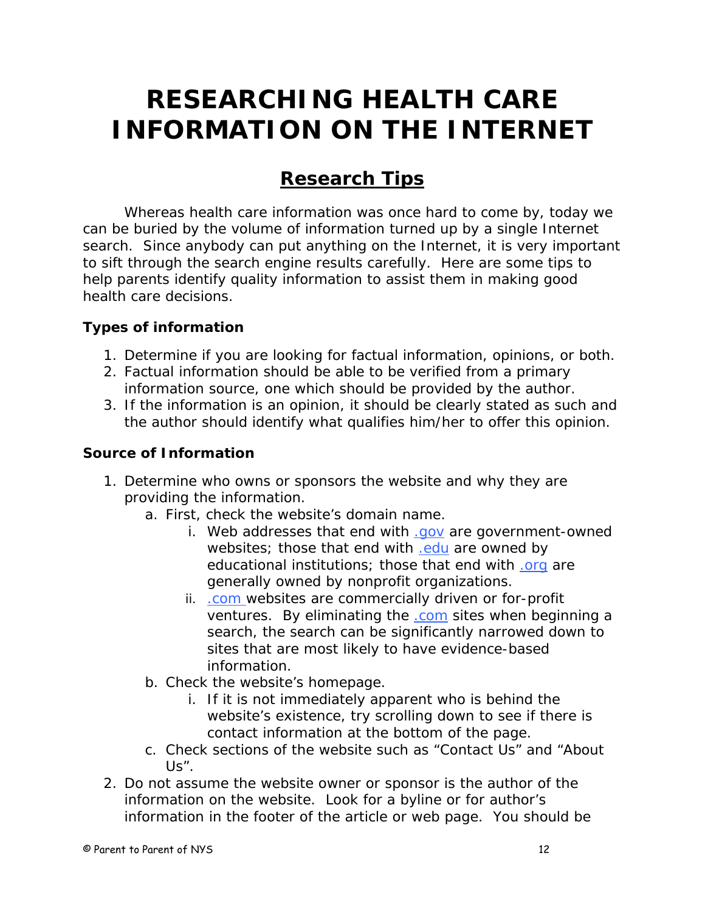# RESEARCHING HEALTH CARE INFORMATION ON THE INTERNET

## Research Tips

Whereas health care information was once hard to come by, today we can be buried by the volume of information turned up by a single Internet search. Since anybody can put anything on the Internet, it is very important to sift through the search engine results carefully. Here are some tips to help parents identify quality information to assist them in making good health care decisions.

**Types of information**

1. Determine if you are looking for factual information, opinions, or both.
2. Factual information should be able to be verified from a primary information source, one which should be provided by the author.
3. If the information is an opinion, it should be clearly stated as such and the author should identify what qualifies him/her to offer this opinion.

**Source of Information**

1. Determine who owns or sponsors the website and why they are providing the information.
   a. First, check the website's domain name.
      i. Web addresses that end with .gov are government-owned websites; those that end with .edu are owned by educational institutions; those that end with .org are generally owned by nonprofit organizations.
      ii. .com websites are commercially driven or for-profit ventures. By eliminating the .com sites when beginning a search, the search can be significantly narrowed down to sites that are most likely to have evidence-based information.
   b. Check the website's homepage.
      i. If it is not immediately apparent who is behind the website's existence, try scrolling down to see if there is contact information at the bottom of the page.
   c. Check sections of the website such as "Contact Us" and "About Us".
2. Do not assume the website owner or sponsor is the author of the information on the website. Look for a byline or for author's information in the footer of the article or web page. You should be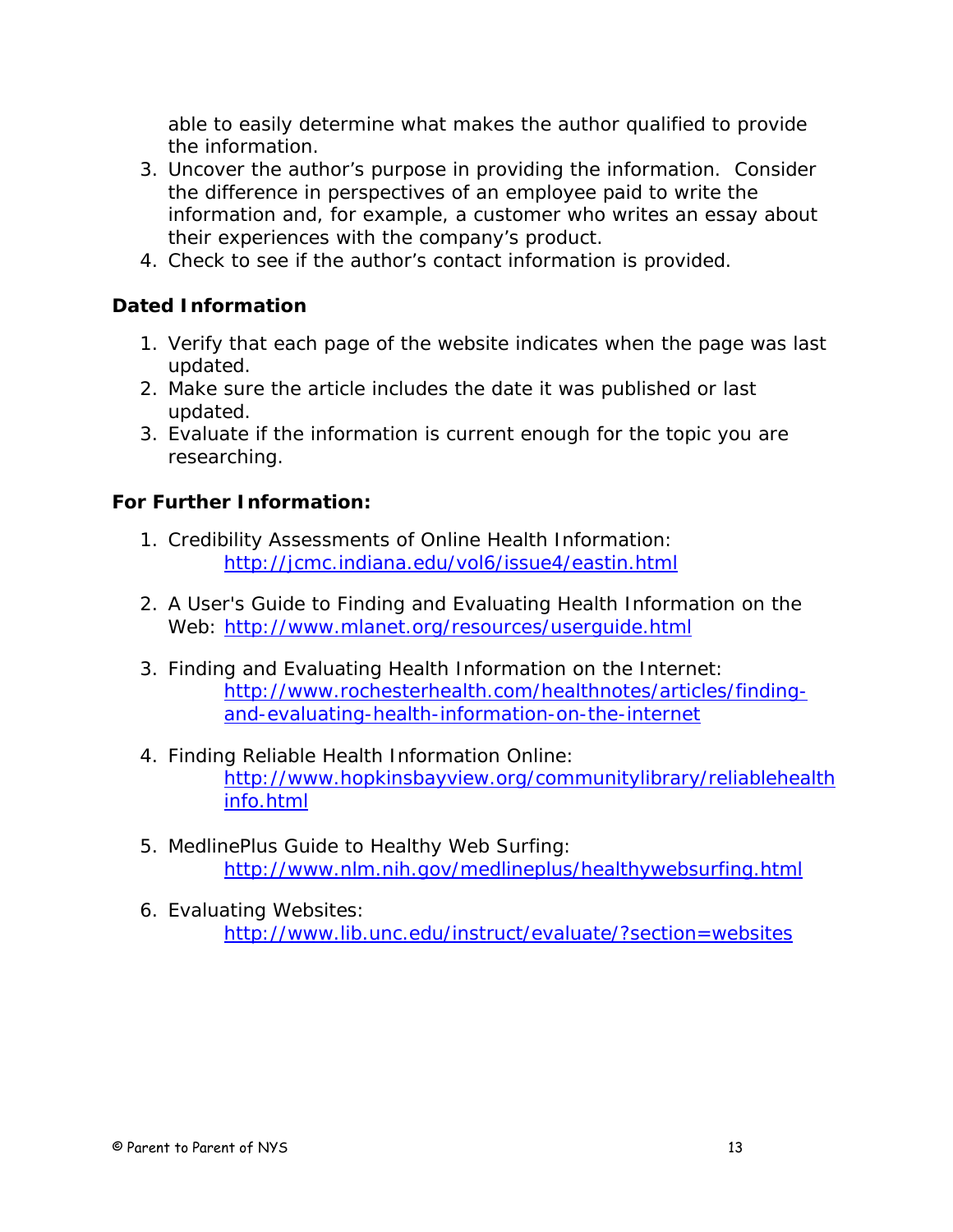able to easily determine what makes the author qualified to provide the information.

3. Uncover the author's purpose in providing the information. Consider the difference in perspectives of an employee paid to write the information and, for example, a customer who writes an essay about their experiences with the company's product.
4. Check to see if the author's contact information is provided.

**Dated Information**

1. Verify that each page of the website indicates when the page was last updated.
2. Make sure the article includes the date it was published or last updated.
3. Evaluate if the information is current enough for the topic you are researching.

**For Further Information:**

1. Credibility Assessments of Online Health Information: http://jcmc.indiana.edu/vol6/issue4/eastin.html

2. A User's Guide to Finding and Evaluating Health Information on the Web: http://www.mlanet.org/resources/userguide.html

3. Finding and Evaluating Health Information on the Internet: http://www.rochesterhealth.com/healthnotes/articles/finding-and-evaluating-health-information-on-the-internet

4. Finding Reliable Health Information Online: http://www.hopkinsbayview.org/communitylibrary/reliablehealthinfo.html

5. MedlinePlus Guide to Healthy Web Surfing: http://www.nlm.nih.gov/medlineplus/healthywebsurfing.html

6. Evaluating Websites: http://www.lib.unc.edu/instruct/evaluate/?section=websites

© Parent to Parent of NYS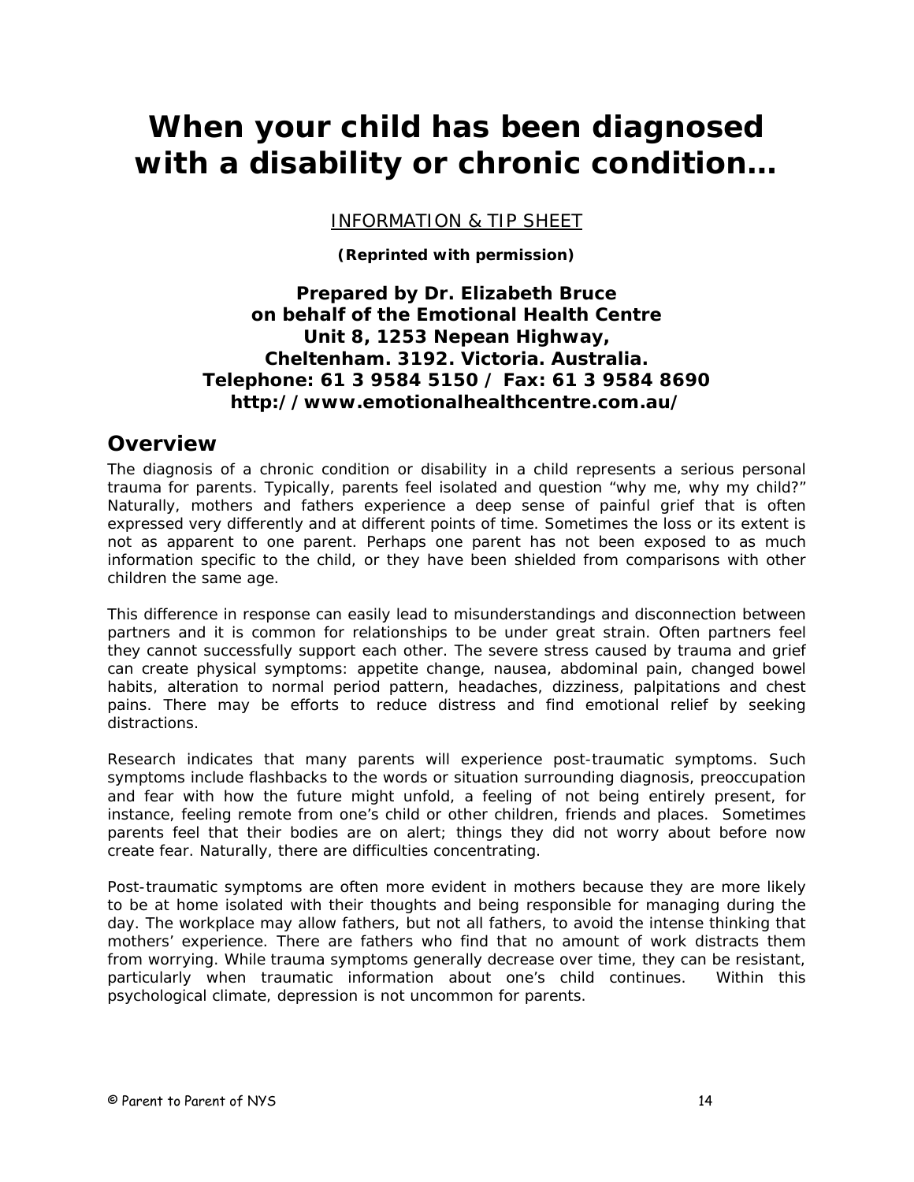# When your child has been diagnosed with a disability or chronic condition…

INFORMATION & TIP SHEET

**(Reprinted with permission)**

**Prepared by Dr. Elizabeth Bruce**
**on behalf of the Emotional Health Centre**
**Unit 8, 1253 Nepean Highway,**
**Cheltenham. 3192. Victoria. Australia.**
**Telephone: 61 3 9584 5150 / Fax: 61 3 9584 8690**
**http://www.emotionalhealthcentre.com.au/**

## Overview

The diagnosis of a chronic condition or disability in a child represents a serious personal trauma for parents. Typically, parents feel isolated and question "why me, why my child?" Naturally, mothers and fathers experience a deep sense of painful grief that is often expressed very differently and at different points of time. Sometimes the loss or its extent is not as apparent to one parent. Perhaps one parent has not been exposed to as much information specific to the child, or they have been shielded from comparisons with other children the same age.

This difference in response can easily lead to misunderstandings and disconnection between partners and it is common for relationships to be under great strain. Often partners feel they cannot successfully support each other. The severe stress caused by trauma and grief can create physical symptoms: appetite change, nausea, abdominal pain, changed bowel habits, alteration to normal period pattern, headaches, dizziness, palpitations and chest pains. There may be efforts to reduce distress and find emotional relief by seeking distractions.

Research indicates that many parents will experience post-traumatic symptoms. Such symptoms include flashbacks to the words or situation surrounding diagnosis, preoccupation and fear with how the future might unfold, a feeling of not being entirely present, for instance, feeling remote from one's child or other children, friends and places. Sometimes parents feel that their bodies are on alert; things they did not worry about before now create fear. Naturally, there are difficulties concentrating.

Post-traumatic symptoms are often more evident in mothers because they are more likely to be at home isolated with their thoughts and being responsible for managing during the day. The workplace may allow fathers, but not all fathers, to avoid the intense thinking that mothers' experience. There are fathers who find that no amount of work distracts them from worrying. While trauma symptoms generally decrease over time, they can be resistant, particularly when traumatic information about one's child continues. Within this psychological climate, depression is not uncommon for parents.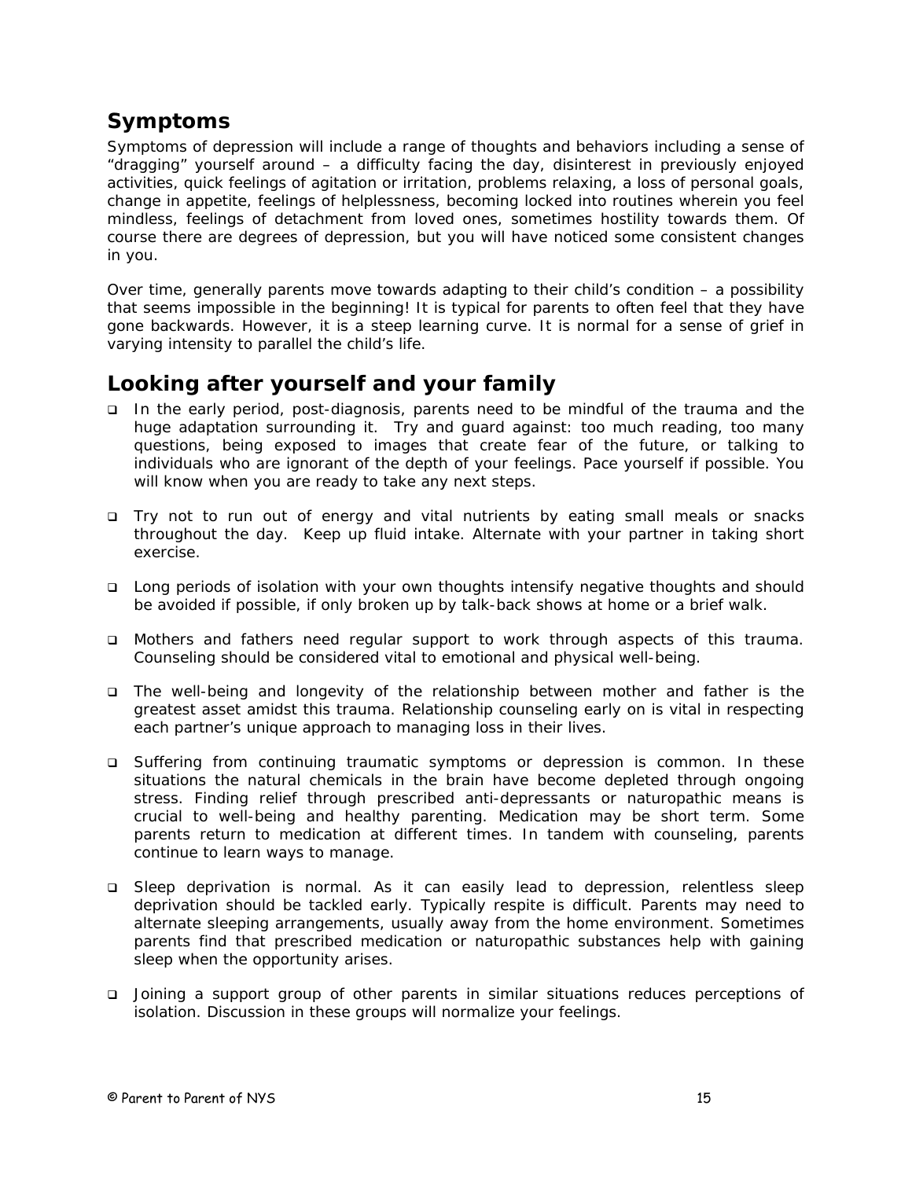## Symptoms

Symptoms of depression will include a range of thoughts and behaviors including a sense of "dragging" yourself around – a difficulty facing the day, disinterest in previously enjoyed activities, quick feelings of agitation or irritation, problems relaxing, a loss of personal goals, change in appetite, feelings of helplessness, becoming locked into routines wherein you feel mindless, feelings of detachment from loved ones, sometimes hostility towards them. Of course there are degrees of depression, but you will have noticed some consistent changes in you.

Over time, generally parents move towards adapting to their child's condition – a possibility that seems impossible in the beginning! It is typical for parents to often feel that they have gone backwards. However, it is a steep learning curve. It is normal for a sense of grief in varying intensity to parallel the child's life.

## Looking after yourself and your family

- In the early period, post-diagnosis, parents need to be mindful of the trauma and the huge adaptation surrounding it. Try and guard against: too much reading, too many questions, being exposed to images that create fear of the future, or talking to individuals who are ignorant of the depth of your feelings. Pace yourself if possible. You will know when you are ready to take any next steps.

- Try not to run out of energy and vital nutrients by eating small meals or snacks throughout the day. Keep up fluid intake. Alternate with your partner in taking short exercise.

- Long periods of isolation with your own thoughts intensify negative thoughts and should be avoided if possible, if only broken up by talk-back shows at home or a brief walk.

- Mothers and fathers need regular support to work through aspects of this trauma. Counseling should be considered vital to emotional and physical well-being.

- The well-being and longevity of the relationship between mother and father is the greatest asset amidst this trauma. Relationship counseling early on is vital in respecting each partner's unique approach to managing loss in their lives.

- Suffering from continuing traumatic symptoms or depression is common. In these situations the natural chemicals in the brain have become depleted through ongoing stress. Finding relief through prescribed anti-depressants or naturopathic means is crucial to well-being and healthy parenting. Medication may be short term. Some parents return to medication at different times. In tandem with counseling, parents continue to learn ways to manage.

- Sleep deprivation is normal. As it can easily lead to depression, relentless sleep deprivation should be tackled early. Typically respite is difficult. Parents may need to alternate sleeping arrangements, usually away from the home environment. Sometimes parents find that prescribed medication or naturopathic substances help with gaining sleep when the opportunity arises.

- Joining a support group of other parents in similar situations reduces perceptions of isolation. Discussion in these groups will normalize your feelings.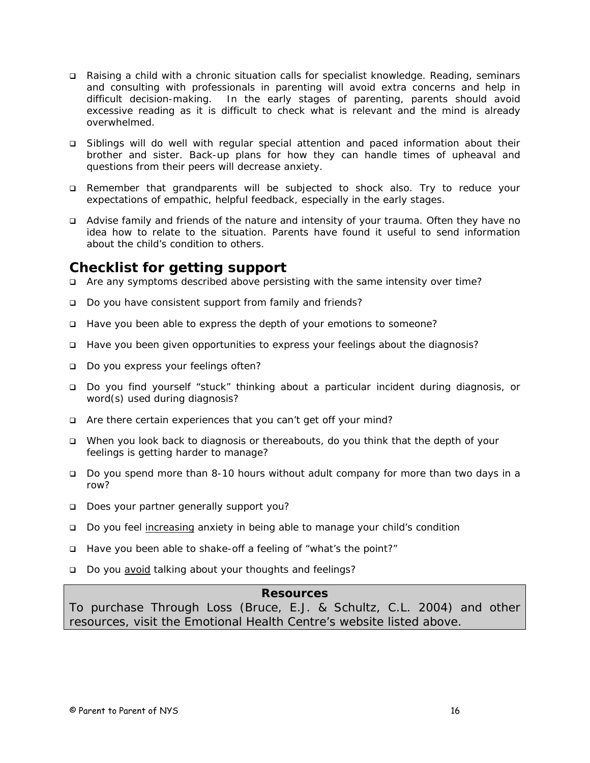- Raising a child with a chronic situation calls for specialist knowledge. Reading, seminars and consulting with professionals in parenting will avoid extra concerns and help in difficult decision-making. In the early stages of parenting, parents should avoid excessive reading as it is difficult to check what is relevant and the mind is already overwhelmed.

- Siblings will do well with regular special attention and paced information about their brother and sister. Back-up plans for how they can handle times of upheaval and questions from their peers will decrease anxiety.

- Remember that grandparents will be subjected to shock also. Try to reduce your expectations of empathic, helpful feedback, especially in the early stages.

- Advise family and friends of the nature and intensity of your trauma. Often they have no idea how to relate to the situation. Parents have found it useful to send information about the child's condition to others.

## Checklist for getting support

- Are any symptoms described above persisting with the same intensity over time?

- Do you have consistent support from family and friends?

- Have you been able to express the depth of your emotions to someone?

- Have you been given opportunities to express your feelings about the diagnosis?

- Do you express your feelings often?

- Do you find yourself "stuck" thinking about a particular incident during diagnosis, or word(s) used during diagnosis?

- Are there certain experiences that you can't get off your mind?

- When you look back to diagnosis or thereabouts, do you think that the depth of your feelings is getting harder to manage?

- Do you spend more than 8-10 hours without adult company for more than two days in a row?

- Does your partner generally support you?

- Do you feel <u>increasing</u> anxiety in being able to manage your child's condition

- Have you been able to shake-off a feeling of "what's the point?"

- Do you <u>avoid</u> talking about your thoughts and feelings?

**Resources**

To purchase Through Loss (Bruce, E.J. & Schultz, C.L. 2004) and other resources, visit the Emotional Health Centre's website listed above.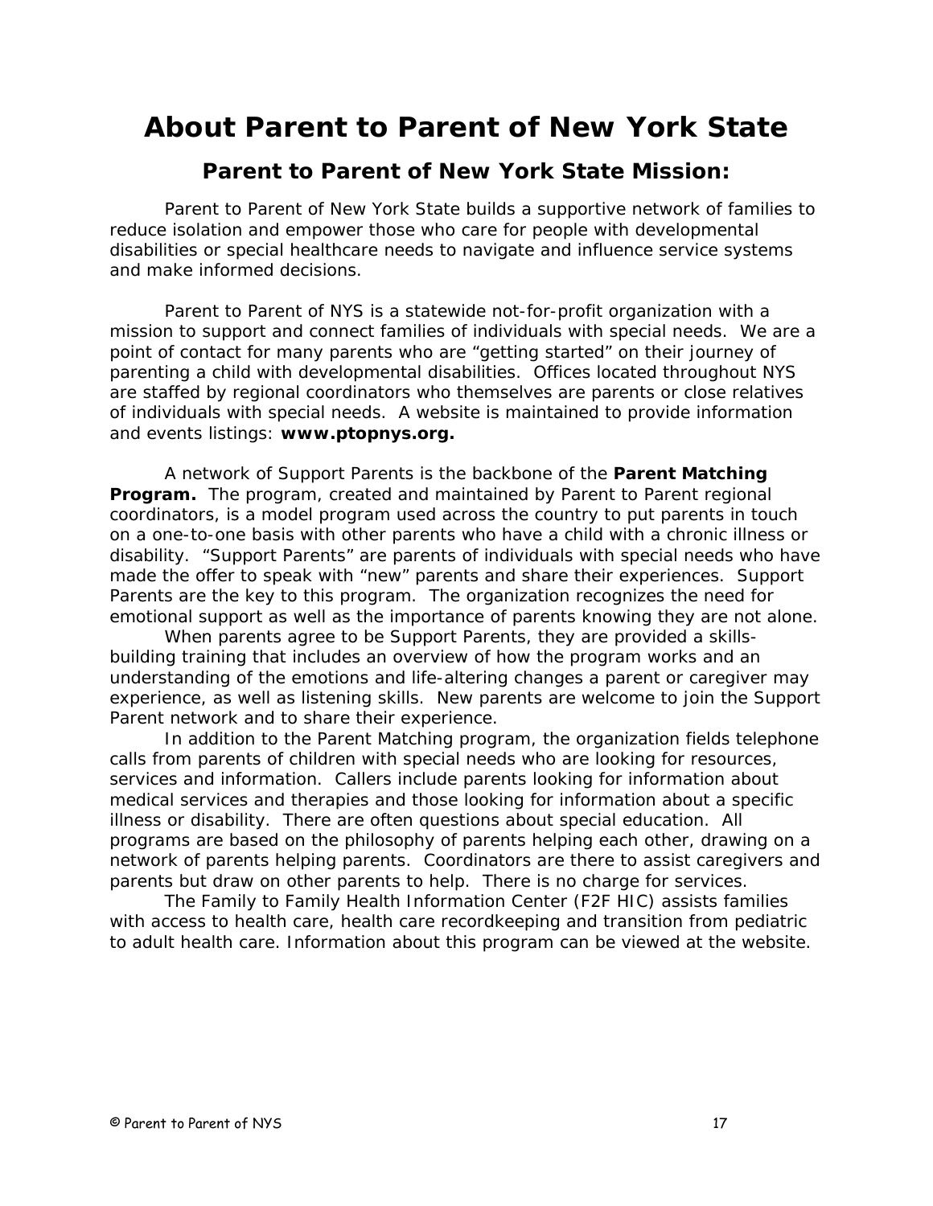# About Parent to Parent of New York State

## Parent to Parent of New York State Mission:

Parent to Parent of New York State builds a supportive network of families to reduce isolation and empower those who care for people with developmental disabilities or special healthcare needs to navigate and influence service systems and make informed decisions.

Parent to Parent of NYS is a statewide not-for-profit organization with a mission to support and connect families of individuals with special needs. We are a point of contact for many parents who are "getting started" on their journey of parenting a child with developmental disabilities. Offices located throughout NYS are staffed by regional coordinators who themselves are parents or close relatives of individuals with special needs. A website is maintained to provide information and events listings: **www.ptopnys.org.**

A network of Support Parents is the backbone of the **Parent Matching Program.** The program, created and maintained by Parent to Parent regional coordinators, is a model program used across the country to put parents in touch on a one-to-one basis with other parents who have a child with a chronic illness or disability. "Support Parents" are parents of individuals with special needs who have made the offer to speak with "new" parents and share their experiences. Support Parents are the key to this program. The organization recognizes the need for emotional support as well as the importance of parents knowing they are not alone.

When parents agree to be Support Parents, they are provided a skills-building training that includes an overview of how the program works and an understanding of the emotions and life-altering changes a parent or caregiver may experience, as well as listening skills. New parents are welcome to join the Support Parent network and to share their experience.

In addition to the Parent Matching program, the organization fields telephone calls from parents of children with special needs who are looking for resources, services and information. Callers include parents looking for information about medical services and therapies and those looking for information about a specific illness or disability. There are often questions about special education. All programs are based on the philosophy of parents helping each other, drawing on a network of parents helping parents. Coordinators are there to assist caregivers and parents but draw on other parents to help. There is no charge for services.

The Family to Family Health Information Center (F2F HIC) assists families with access to health care, health care recordkeeping and transition from pediatric to adult health care. Information about this program can be viewed at the website.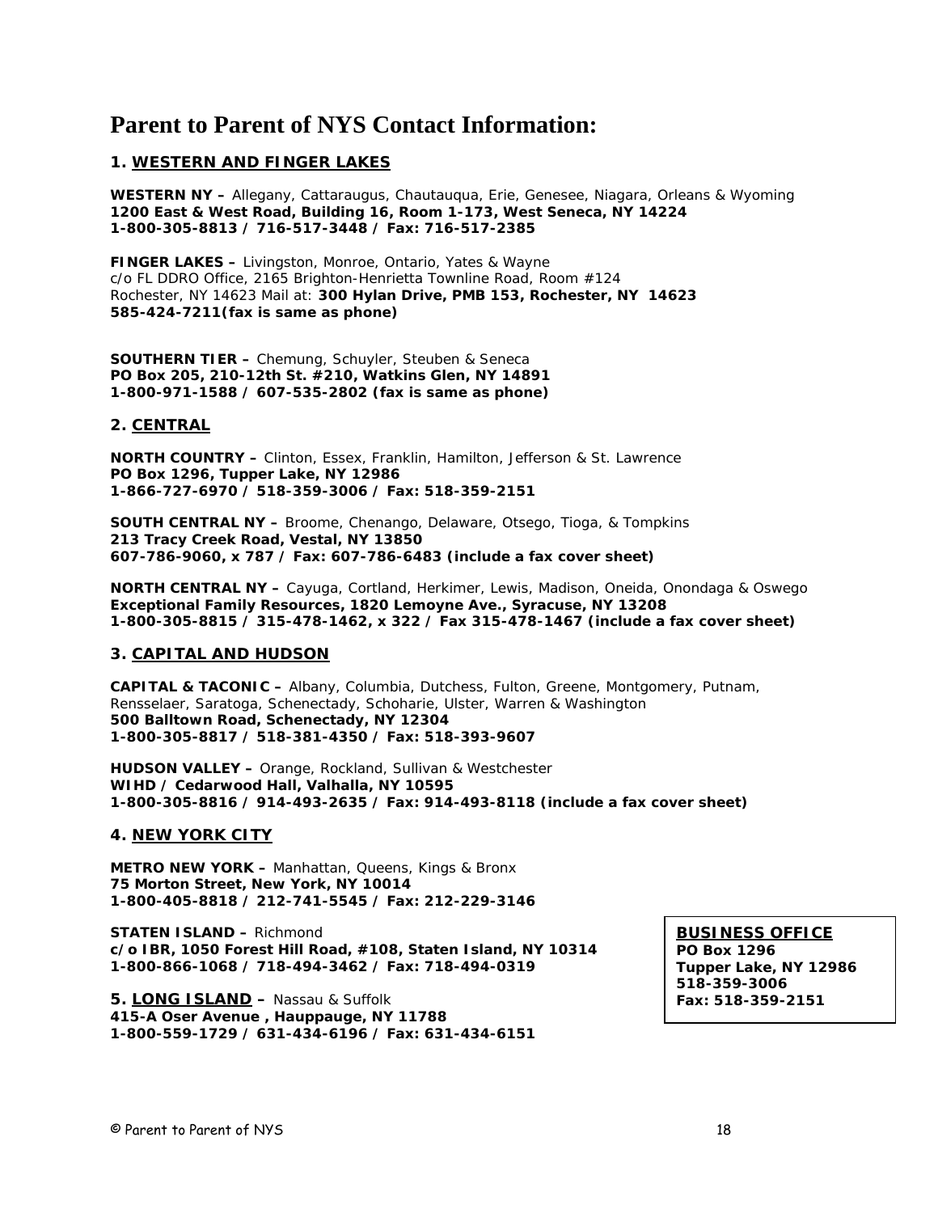# Parent to Parent of NYS Contact Information:

## 1. WESTERN AND FINGER LAKES

**WESTERN NY –** Allegany, Cattaraugus, Chautauqua, Erie, Genesee, Niagara, Orleans & Wyoming
**1200 East & West Road, Building 16, Room 1-173, West Seneca, NY 14224**
**1-800-305-8813 / 716-517-3448 / Fax: 716-517-2385**

**FINGER LAKES –** Livingston, Monroe, Ontario, Yates & Wayne
c/o FL DDRO Office, 2165 Brighton-Henrietta Townline Road, Room #124
Rochester, NY 14623 Mail at: **300 Hylan Drive, PMB 153, Rochester, NY 14623**
**585-424-7211(fax is same as phone)**

**SOUTHERN TIER –** Chemung, Schuyler, Steuben & Seneca
**PO Box 205, 210-12th St. #210, Watkins Glen, NY 14891**
**1-800-971-1588 / 607-535-2802 (fax is same as phone)**

## 2. CENTRAL

**NORTH COUNTRY –** Clinton, Essex, Franklin, Hamilton, Jefferson & St. Lawrence
**PO Box 1296, Tupper Lake, NY 12986**
**1-866-727-6970 / 518-359-3006 / Fax: 518-359-2151**

**SOUTH CENTRAL NY –** Broome, Chenango, Delaware, Otsego, Tioga, & Tompkins
**213 Tracy Creek Road, Vestal, NY 13850**
**607-786-9060, x 787 / Fax: 607-786-6483 (include a fax cover sheet)**

**NORTH CENTRAL NY –** Cayuga, Cortland, Herkimer, Lewis, Madison, Oneida, Onondaga & Oswego
**Exceptional Family Resources, 1820 Lemoyne Ave., Syracuse, NY 13208**
**1-800-305-8815 / 315-478-1462, x 322 / Fax 315-478-1467 (include a fax cover sheet)**

## 3. CAPITAL AND HUDSON

**CAPITAL & TACONIC –** Albany, Columbia, Dutchess, Fulton, Greene, Montgomery, Putnam, Rensselaer, Saratoga, Schenectady, Schoharie, Ulster, Warren & Washington
**500 Balltown Road, Schenectady, NY 12304**
**1-800-305-8817 / 518-381-4350 / Fax: 518-393-9607**

**HUDSON VALLEY –** Orange, Rockland, Sullivan & Westchester
**WIHD / Cedarwood Hall, Valhalla, NY 10595**
**1-800-305-8816 / 914-493-2635 / Fax: 914-493-8118 (include a fax cover sheet)**

## 4. NEW YORK CITY

**METRO NEW YORK –** Manhattan, Queens, Kings & Bronx
**75 Morton Street, New York, NY 10014**
**1-800-405-8818 / 212-741-5545 / Fax: 212-229-3146**

**STATEN ISLAND –** Richmond
**c/o IBR, 1050 Forest Hill Road, #108, Staten Island, NY 10314**
**1-800-866-1068 / 718-494-3462 / Fax: 718-494-0319**

## 5. LONG ISLAND – Nassau & Suffolk

**415-A Oser Avenue , Hauppauge, NY 11788**
**1-800-559-1729 / 631-434-6196 / Fax: 631-434-6151**

**BUSINESS OFFICE**
**PO Box 1296**
**Tupper Lake, NY 12986**
**518-359-3006**
**Fax: 518-359-2151**